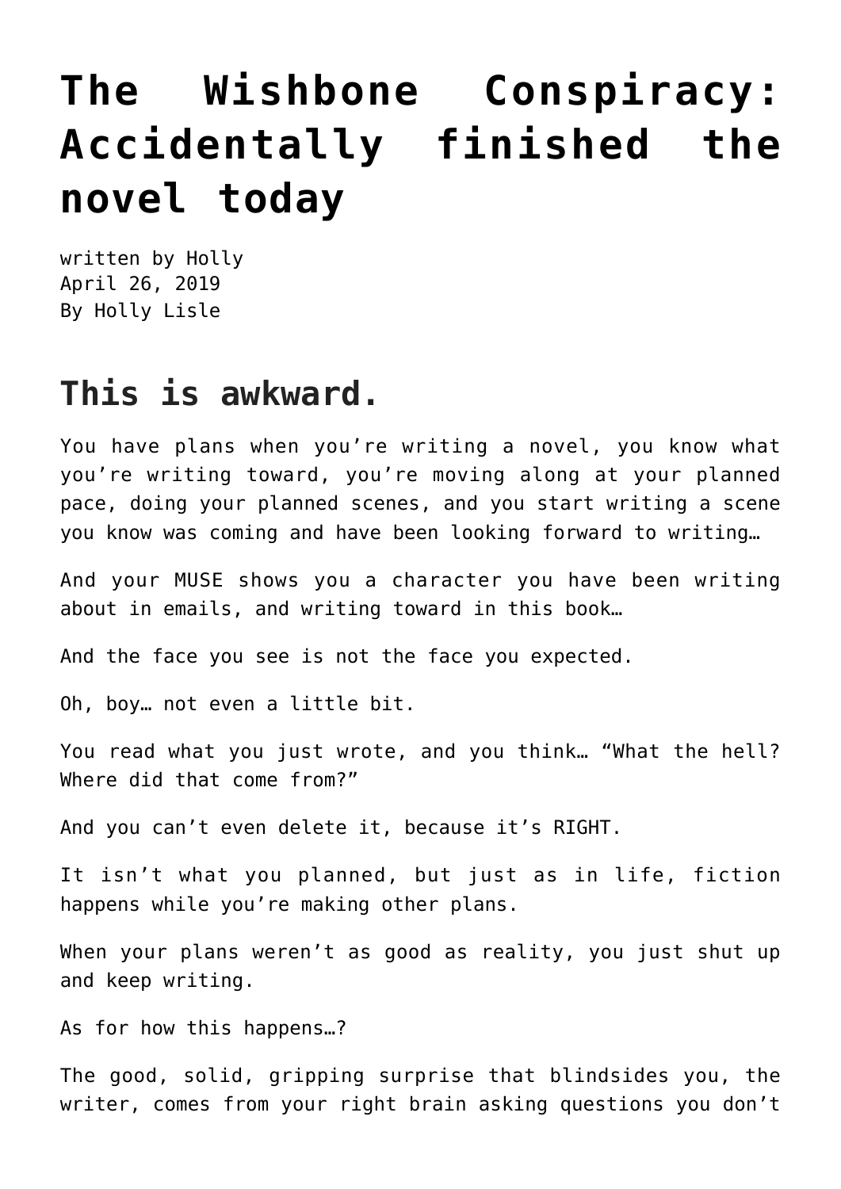# The Wishbone Conspiracy: Accidentally finished the novel today

written by Holly
April 26, 2019
By Holly Lisle

## This is awkward.

You have plans when you're writing a novel, you know what you're writing toward, you're moving along at your planned pace, doing your planned scenes, and you start writing a scene you know was coming and have been looking forward to writing…

And your MUSE shows you a character you have been writing about in emails, and writing toward in this book…

And the face you see is not the face you expected.

Oh, boy… not even a little bit.

You read what you just wrote, and you think… "What the hell? Where did that come from?"

And you can't even delete it, because it's RIGHT.

It isn't what you planned, but just as in life, fiction happens while you're making other plans.

When your plans weren't as good as reality, you just shut up and keep writing.

As for how this happens…?

The good, solid, gripping surprise that blindsides you, the writer, comes from your right brain asking questions you don't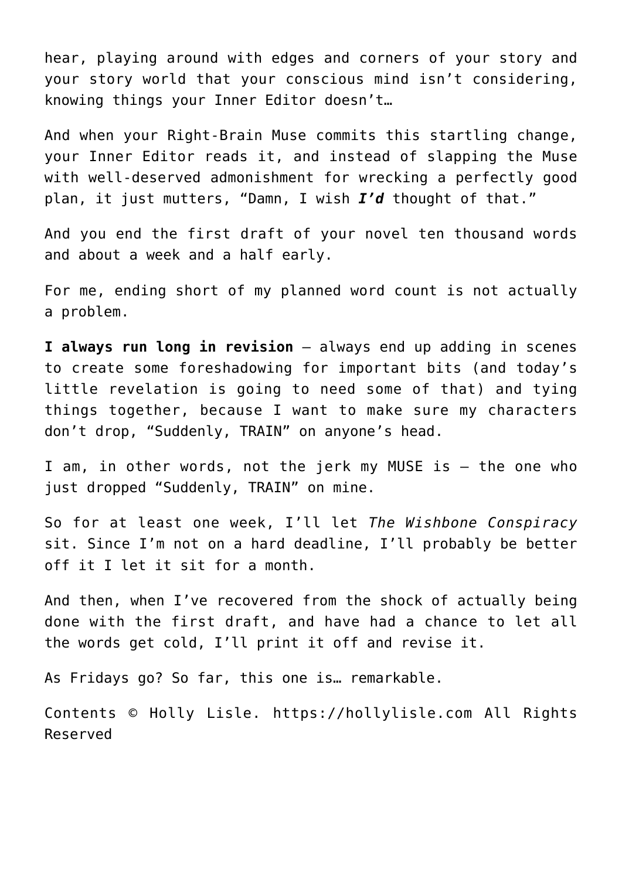hear, playing around with edges and corners of your story and your story world that your conscious mind isn't considering, knowing things your Inner Editor doesn't…

And when your Right-Brain Muse commits this startling change, your Inner Editor reads it, and instead of slapping the Muse with well-deserved admonishment for wrecking a perfectly good plan, it just mutters, "Damn, I wish ***I'd*** thought of that."

And you end the first draft of your novel ten thousand words and about a week and a half early.

For me, ending short of my planned word count is not actually a problem.

**I always run long in revision** — always end up adding in scenes to create some foreshadowing for important bits (and today's little revelation is going to need some of that) and tying things together, because I want to make sure my characters don't drop, "Suddenly, TRAIN" on anyone's head.

I am, in other words, not the jerk my MUSE is — the one who just dropped "Suddenly, TRAIN" on mine.

So for at least one week, I'll let *The Wishbone Conspiracy* sit. Since I'm not on a hard deadline, I'll probably be better off it I let it sit for a month.

And then, when I've recovered from the shock of actually being done with the first draft, and have had a chance to let all the words get cold, I'll print it off and revise it.

As Fridays go? So far, this one is… remarkable.

Contents © Holly Lisle. https://hollylisle.com All Rights Reserved